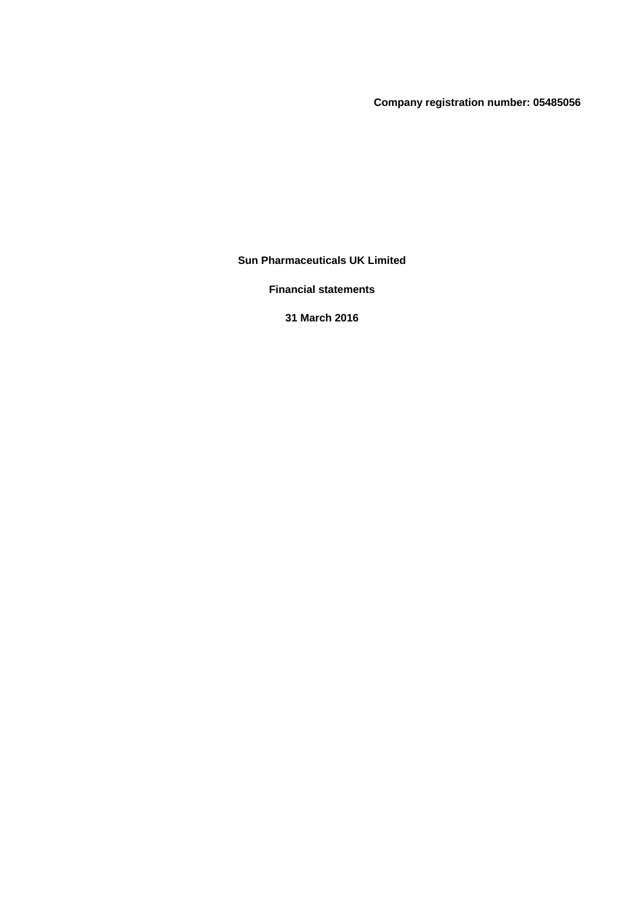**Company registration number: 05485056**

# Sun Pharmaceuticals UK Limited

## Financial statements

## 31 March 2016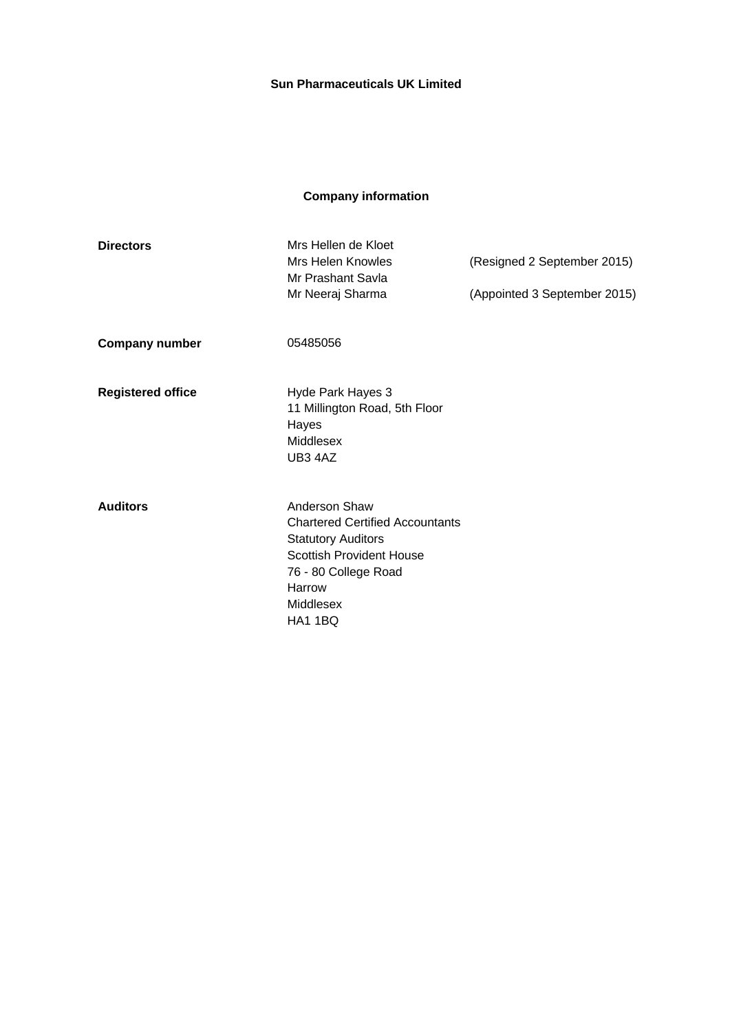# Sun Pharmaceuticals UK Limited

## Company information

| | | |
|---|---|---|
| **Directors** | Mrs Hellen de Kloet | |
| | Mrs Helen Knowles | (Resigned 2 September 2015) |
| | Mr Prashant Savla | |
| | Mr Neeraj Sharma | (Appointed 3 September 2015) |
| **Company number** | 05485056 | |
| **Registered office** | Hyde Park Hayes 3<br>11 Millington Road, 5th Floor<br>Hayes<br>Middlesex<br>UB3 4AZ | |
| **Auditors** | Anderson Shaw<br>Chartered Certified Accountants<br>Statutory Auditors<br>Scottish Provident House<br>76 - 80 College Road<br>Harrow<br>Middlesex<br>HA1 1BQ | |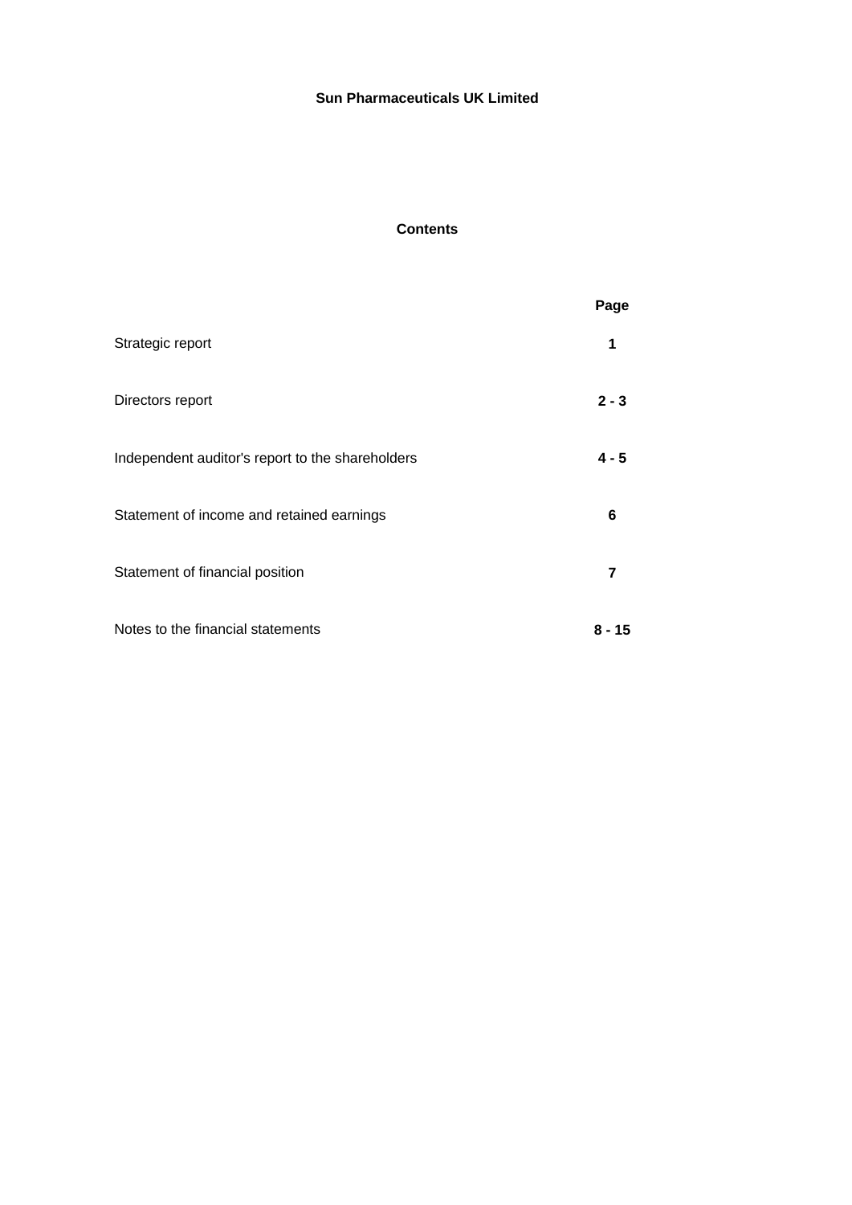**Sun Pharmaceuticals UK Limited**

**Contents**

| | Page |
|---|---|
| Strategic report | **1** |
| Directors report | **2 - 3** |
| Independent auditor's report to the shareholders | **4 - 5** |
| Statement of income and retained earnings | **6** |
| Statement of financial position | **7** |
| Notes to the financial statements | **8 - 15** |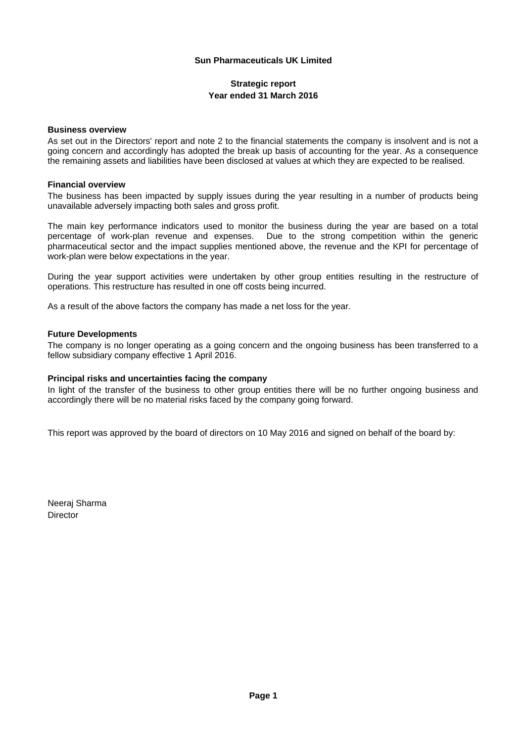**Sun Pharmaceuticals UK Limited**

**Strategic report**
**Year ended 31 March 2016**

### Business overview

As set out in the Directors' report and note 2 to the financial statements the company is insolvent and is not a going concern and accordingly has adopted the break up basis of accounting for the year. As a consequence the remaining assets and liabilities have been disclosed at values at which they are expected to be realised.

### Financial overview

The business has been impacted by supply issues during the year resulting in a number of products being unavailable adversely impacting both sales and gross profit.

The main key performance indicators used to monitor the business during the year are based on a total percentage of work-plan revenue and expenses. Due to the strong competition within the generic pharmaceutical sector and the impact supplies mentioned above, the revenue and the KPI for percentage of work-plan were below expectations in the year.

During the year support activities were undertaken by other group entities resulting in the restructure of operations. This restructure has resulted in one off costs being incurred.

As a result of the above factors the company has made a net loss for the year.

### Future Developments

The company is no longer operating as a going concern and the ongoing business has been transferred to a fellow subsidiary company effective 1 April 2016.

### Principal risks and uncertainties facing the company

In light of the transfer of the business to other group entities there will be no further ongoing business and accordingly there will be no material risks faced by the company going forward.

This report was approved by the board of directors on 10 May 2016 and signed on behalf of the board by:

Neeraj Sharma
Director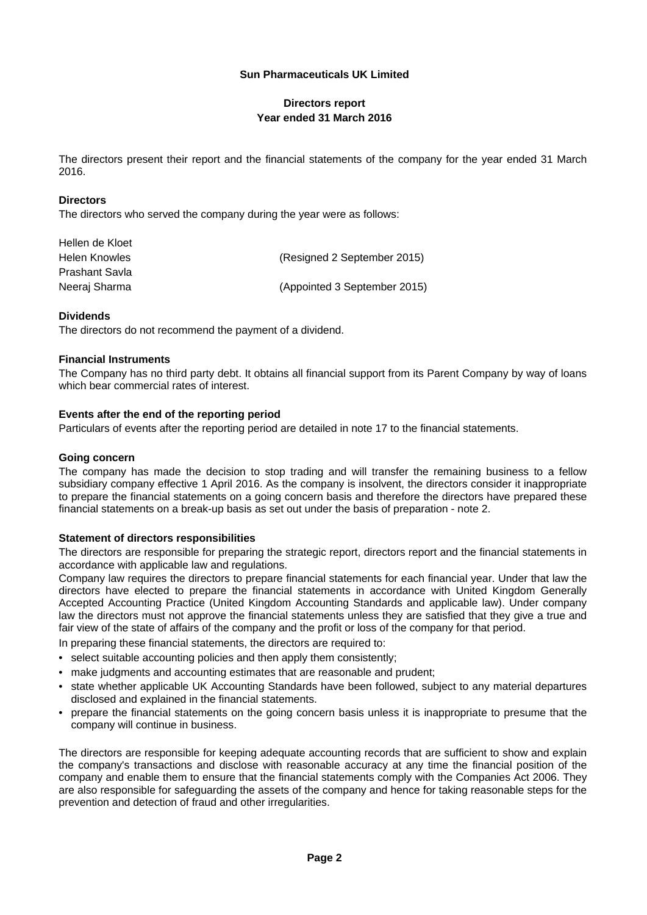**Sun Pharmaceuticals UK Limited**

**Directors report**
**Year ended 31 March 2016**

The directors present their report and the financial statements of the company for the year ended 31 March 2016.

**Directors**

The directors who served the company during the year were as follows:

| | |
|---|---|
| Hellen de Kloet | |
| Helen Knowles | (Resigned 2 September 2015) |
| Prashant Savla | |
| Neeraj Sharma | (Appointed 3 September 2015) |

**Dividends**

The directors do not recommend the payment of a dividend.

**Financial Instruments**

The Company has no third party debt. It obtains all financial support from its Parent Company by way of loans which bear commercial rates of interest.

**Events after the end of the reporting period**

Particulars of events after the reporting period are detailed in note 17 to the financial statements.

**Going concern**

The company has made the decision to stop trading and will transfer the remaining business to a fellow subsidiary company effective 1 April 2016. As the company is insolvent, the directors consider it inappropriate to prepare the financial statements on a going concern basis and therefore the directors have prepared these financial statements on a break-up basis as set out under the basis of preparation - note 2.

**Statement of directors responsibilities**

The directors are responsible for preparing the strategic report, directors report and the financial statements in accordance with applicable law and regulations.

Company law requires the directors to prepare financial statements for each financial year. Under that law the directors have elected to prepare the financial statements in accordance with United Kingdom Generally Accepted Accounting Practice (United Kingdom Accounting Standards and applicable law). Under company law the directors must not approve the financial statements unless they are satisfied that they give a true and fair view of the state of affairs of the company and the profit or loss of the company for that period.

In preparing these financial statements, the directors are required to:

- select suitable accounting policies and then apply them consistently;
- make judgments and accounting estimates that are reasonable and prudent;
- state whether applicable UK Accounting Standards have been followed, subject to any material departures disclosed and explained in the financial statements.
- prepare the financial statements on the going concern basis unless it is inappropriate to presume that the company will continue in business.

The directors are responsible for keeping adequate accounting records that are sufficient to show and explain the company's transactions and disclose with reasonable accuracy at any time the financial position of the company and enable them to ensure that the financial statements comply with the Companies Act 2006. They are also responsible for safeguarding the assets of the company and hence for taking reasonable steps for the prevention and detection of fraud and other irregularities.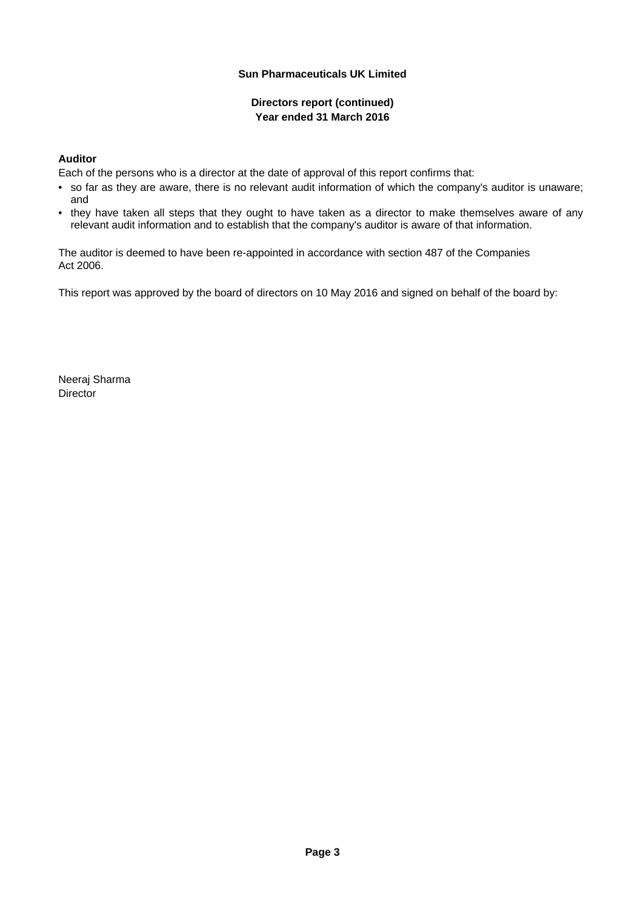**Sun Pharmaceuticals UK Limited**

**Directors report (continued)**
**Year ended 31 March 2016**

**Auditor**

Each of the persons who is a director at the date of approval of this report confirms that:

- so far as they are aware, there is no relevant audit information of which the company's auditor is unaware; and
- they have taken all steps that they ought to have taken as a director to make themselves aware of any relevant audit information and to establish that the company's auditor is aware of that information.

The auditor is deemed to have been re-appointed in accordance with section 487 of the Companies Act 2006.

This report was approved by the board of directors on 10 May 2016 and signed on behalf of the board by:

Neeraj Sharma
Director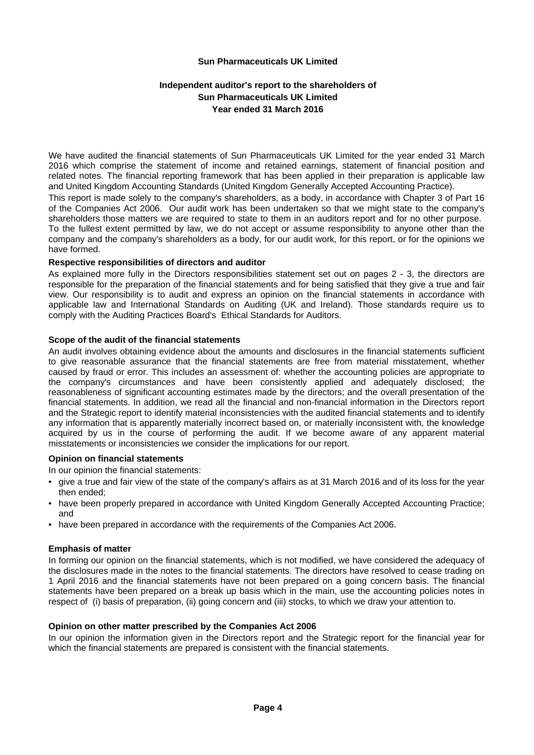**Sun Pharmaceuticals UK Limited**

# Independent auditor's report to the shareholders of Sun Pharmaceuticals UK Limited Year ended 31 March 2016

We have audited the financial statements of Sun Pharmaceuticals UK Limited for the year ended 31 March 2016 which comprise the statement of income and retained earnings, statement of financial position and related notes. The financial reporting framework that has been applied in their preparation is applicable law and United Kingdom Accounting Standards (United Kingdom Generally Accepted Accounting Practice).

This report is made solely to the company's shareholders, as a body, in accordance with Chapter 3 of Part 16 of the Companies Act 2006. Our audit work has been undertaken so that we might state to the company's shareholders those matters we are required to state to them in an auditors report and for no other purpose. To the fullest extent permitted by law, we do not accept or assume responsibility to anyone other than the company and the company's shareholders as a body, for our audit work, for this report, or for the opinions we have formed.

**Respective responsibilities of directors and auditor**

As explained more fully in the Directors responsibilities statement set out on pages 2 - 3, the directors are responsible for the preparation of the financial statements and for being satisfied that they give a true and fair view. Our responsibility is to audit and express an opinion on the financial statements in accordance with applicable law and International Standards on Auditing (UK and Ireland). Those standards require us to comply with the Auditing Practices Board's Ethical Standards for Auditors.

**Scope of the audit of the financial statements**

An audit involves obtaining evidence about the amounts and disclosures in the financial statements sufficient to give reasonable assurance that the financial statements are free from material misstatement, whether caused by fraud or error. This includes an assessment of: whether the accounting policies are appropriate to the company's circumstances and have been consistently applied and adequately disclosed; the reasonableness of significant accounting estimates made by the directors; and the overall presentation of the financial statements. In addition, we read all the financial and non-financial information in the Directors report and the Strategic report to identify material inconsistencies with the audited financial statements and to identify any information that is apparently materially incorrect based on, or materially inconsistent with, the knowledge acquired by us in the course of performing the audit. If we become aware of any apparent material misstatements or inconsistencies we consider the implications for our report.

**Opinion on financial statements**

In our opinion the financial statements:

- give a true and fair view of the state of the company's affairs as at 31 March 2016 and of its loss for the year then ended;
- have been properly prepared in accordance with United Kingdom Generally Accepted Accounting Practice; and
- have been prepared in accordance with the requirements of the Companies Act 2006.

**Emphasis of matter**

In forming our opinion on the financial statements, which is not modified, we have considered the adequacy of the disclosures made in the notes to the financial statements. The directors have resolved to cease trading on 1 April 2016 and the financial statements have not been prepared on a going concern basis. The financial statements have been prepared on a break up basis which in the main, use the accounting policies notes in respect of (i) basis of preparation, (ii) going concern and (iii) stocks, to which we draw your attention to.

**Opinion on other matter prescribed by the Companies Act 2006**

In our opinion the information given in the Directors report and the Strategic report for the financial year for which the financial statements are prepared is consistent with the financial statements.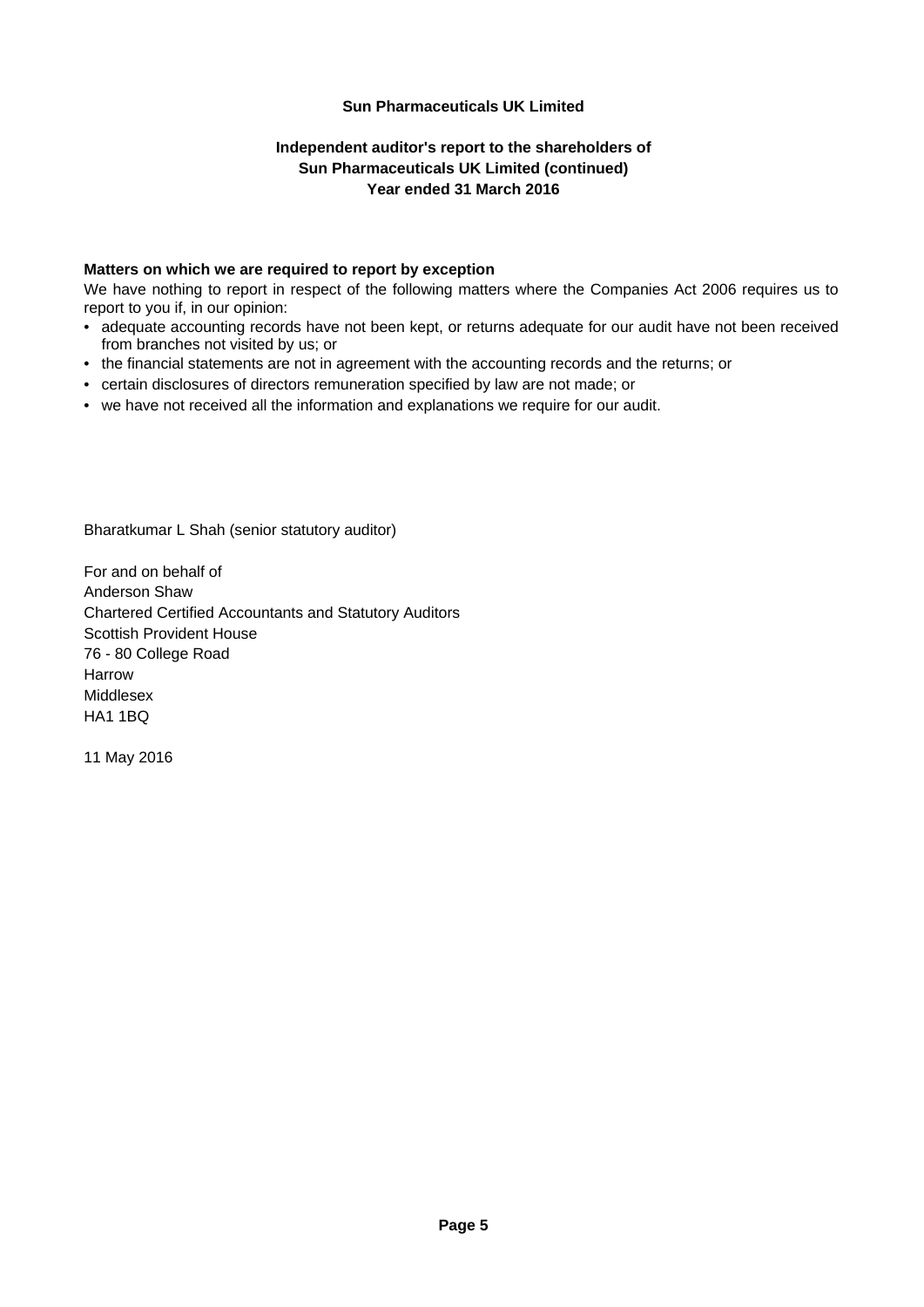**Sun Pharmaceuticals UK Limited**

**Independent auditor's report to the shareholders of Sun Pharmaceuticals UK Limited (continued) Year ended 31 March 2016**

**Matters on which we are required to report by exception**

We have nothing to report in respect of the following matters where the Companies Act 2006 requires us to report to you if, in our opinion:

- adequate accounting records have not been kept, or returns adequate for our audit have not been received from branches not visited by us; or
- the financial statements are not in agreement with the accounting records and the returns; or
- certain disclosures of directors remuneration specified by law are not made; or
- we have not received all the information and explanations we require for our audit.

Bharatkumar L Shah (senior statutory auditor)

For and on behalf of
Anderson Shaw
Chartered Certified Accountants and Statutory Auditors
Scottish Provident House
76 - 80 College Road
Harrow
Middlesex
HA1 1BQ

11 May 2016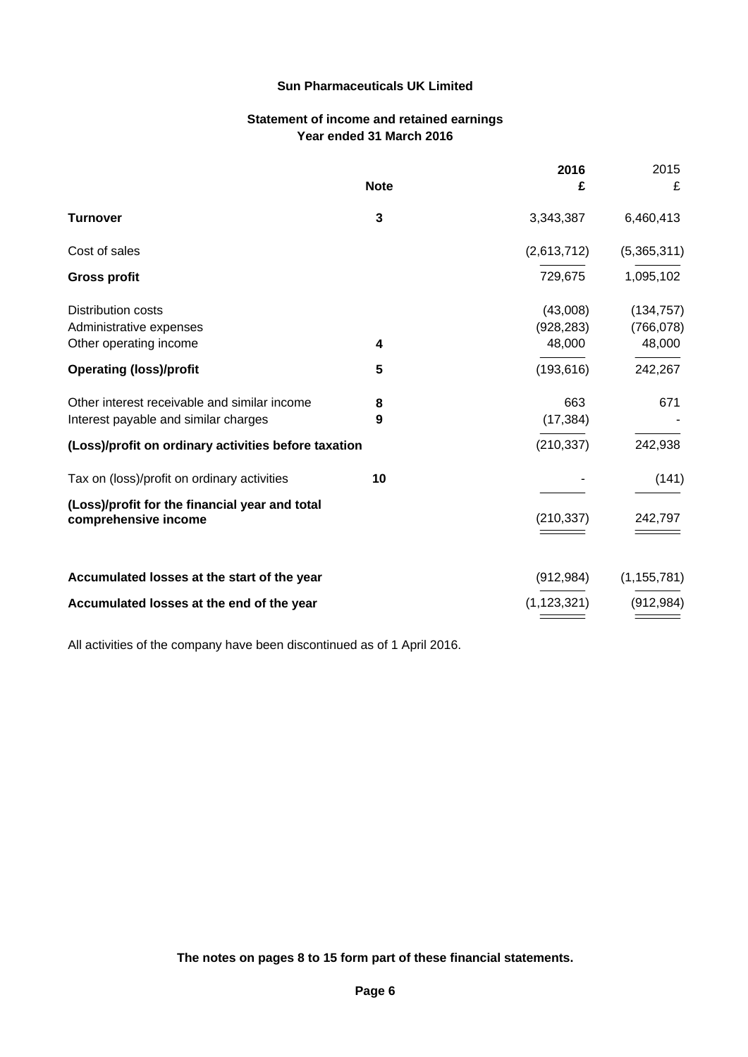**Sun Pharmaceuticals UK Limited**

## Statement of income and retained earnings
### Year ended 31 March 2016

| | Note | 2016 £ | 2015 £ |
|---|---|---|---|
| **Turnover** | **3** | 3,343,387 | 6,460,413 |
| Cost of sales | | (2,613,712) | (5,365,311) |
| **Gross profit** | | 729,675 | 1,095,102 |
| Distribution costs | | (43,008) | (134,757) |
| Administrative expenses | | (928,283) | (766,078) |
| Other operating income | **4** | 48,000 | 48,000 |
| **Operating (loss)/profit** | **5** | (193,616) | 242,267 |
| Other interest receivable and similar income | **8** | 663 | 671 |
| Interest payable and similar charges | **9** | (17,384) | - |
| **(Loss)/profit on ordinary activities before taxation** | | (210,337) | 242,938 |
| Tax on (loss)/profit on ordinary activities | **10** | - | (141) |
| **(Loss)/profit for the financial year and total comprehensive income** | | (210,337) | 242,797 |
| **Accumulated losses at the start of the year** | | (912,984) | (1,155,781) |
| **Accumulated losses at the end of the year** | | (1,123,321) | (912,984) |

All activities of the company have been discontinued as of 1 April 2016.

**The notes on pages 8 to 15 form part of these financial statements.**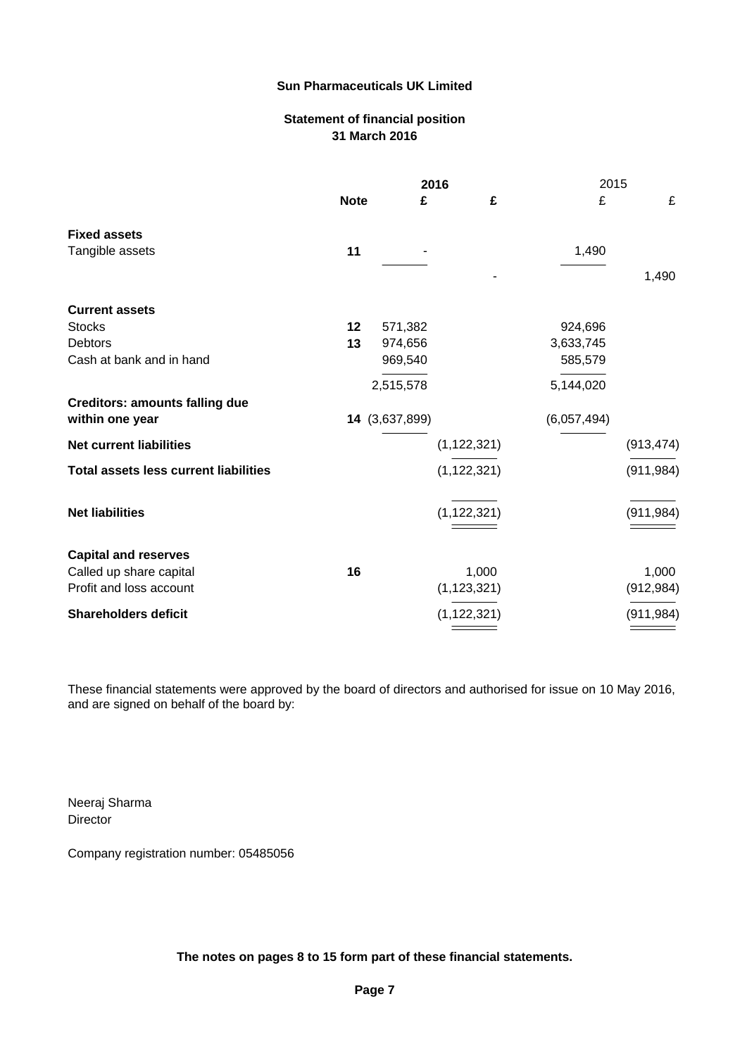**Sun Pharmaceuticals UK Limited**

**Statement of financial position**
**31 March 2016**

| | Note | 2016 £ | 2016 £ | 2015 £ | 2015 £ |
|---|---|---|---|---|---|
| **Fixed assets** | | | | | |
| Tangible assets | 11 | - | | 1,490 | |
| | | | - | | 1,490 |
| **Current assets** | | | | | |
| Stocks | 12 | 571,382 | | 924,696 | |
| Debtors | 13 | 974,656 | | 3,633,745 | |
| Cash at bank and in hand | | 969,540 | | 585,579 | |
| | | 2,515,578 | | 5,144,020 | |
| **Creditors: amounts falling due within one year** | 14 | (3,637,899) | | (6,057,494) | |
| **Net current liabilities** | | | (1,122,321) | | (913,474) |
| **Total assets less current liabilities** | | | (1,122,321) | | (911,984) |
| **Net liabilities** | | | (1,122,321) | | (911,984) |
| **Capital and reserves** | | | | | |
| Called up share capital | 16 | | 1,000 | | 1,000 |
| Profit and loss account | | | (1,123,321) | | (912,984) |
| **Shareholders deficit** | | | (1,122,321) | | (911,984) |

These financial statements were approved by the board of directors and authorised for issue on 10 May 2016, and are signed on behalf of the board by:

Neeraj Sharma
Director

Company registration number: 05485056

**The notes on pages 8 to 15 form part of these financial statements.**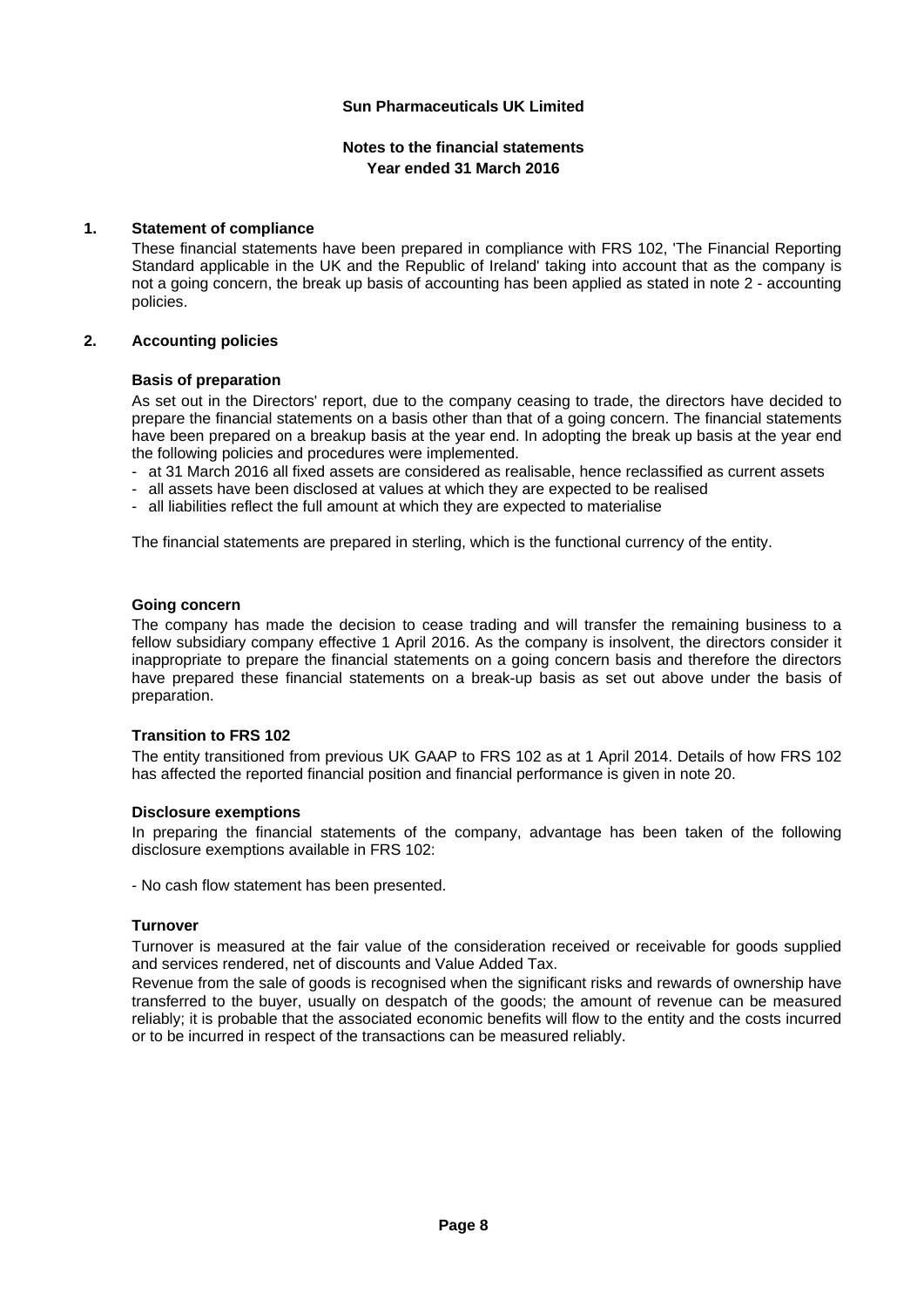# Sun Pharmaceuticals UK Limited

## Notes to the financial statements
## Year ended 31 March 2016

### 1. Statement of compliance

These financial statements have been prepared in compliance with FRS 102, 'The Financial Reporting Standard applicable in the UK and the Republic of Ireland' taking into account that as the company is not a going concern, the break up basis of accounting has been applied as stated in note 2 - accounting policies.

### 2. Accounting policies

#### Basis of preparation

As set out in the Directors' report, due to the company ceasing to trade, the directors have decided to prepare the financial statements on a basis other than that of a going concern. The financial statements have been prepared on a breakup basis at the year end. In adopting the break up basis at the year end the following policies and procedures were implemented.

- at 31 March 2016 all fixed assets are considered as realisable, hence reclassified as current assets
- all assets have been disclosed at values at which they are expected to be realised
- all liabilities reflect the full amount at which they are expected to materialise

The financial statements are prepared in sterling, which is the functional currency of the entity.

#### Going concern

The company has made the decision to cease trading and will transfer the remaining business to a fellow subsidiary company effective 1 April 2016. As the company is insolvent, the directors consider it inappropriate to prepare the financial statements on a going concern basis and therefore the directors have prepared these financial statements on a break-up basis as set out above under the basis of preparation.

#### Transition to FRS 102

The entity transitioned from previous UK GAAP to FRS 102 as at 1 April 2014. Details of how FRS 102 has affected the reported financial position and financial performance is given in note 20.

#### Disclosure exemptions

In preparing the financial statements of the company, advantage has been taken of the following disclosure exemptions available in FRS 102:

- No cash flow statement has been presented.

#### Turnover

Turnover is measured at the fair value of the consideration received or receivable for goods supplied and services rendered, net of discounts and Value Added Tax.

Revenue from the sale of goods is recognised when the significant risks and rewards of ownership have transferred to the buyer, usually on despatch of the goods; the amount of revenue can be measured reliably; it is probable that the associated economic benefits will flow to the entity and the costs incurred or to be incurred in respect of the transactions can be measured reliably.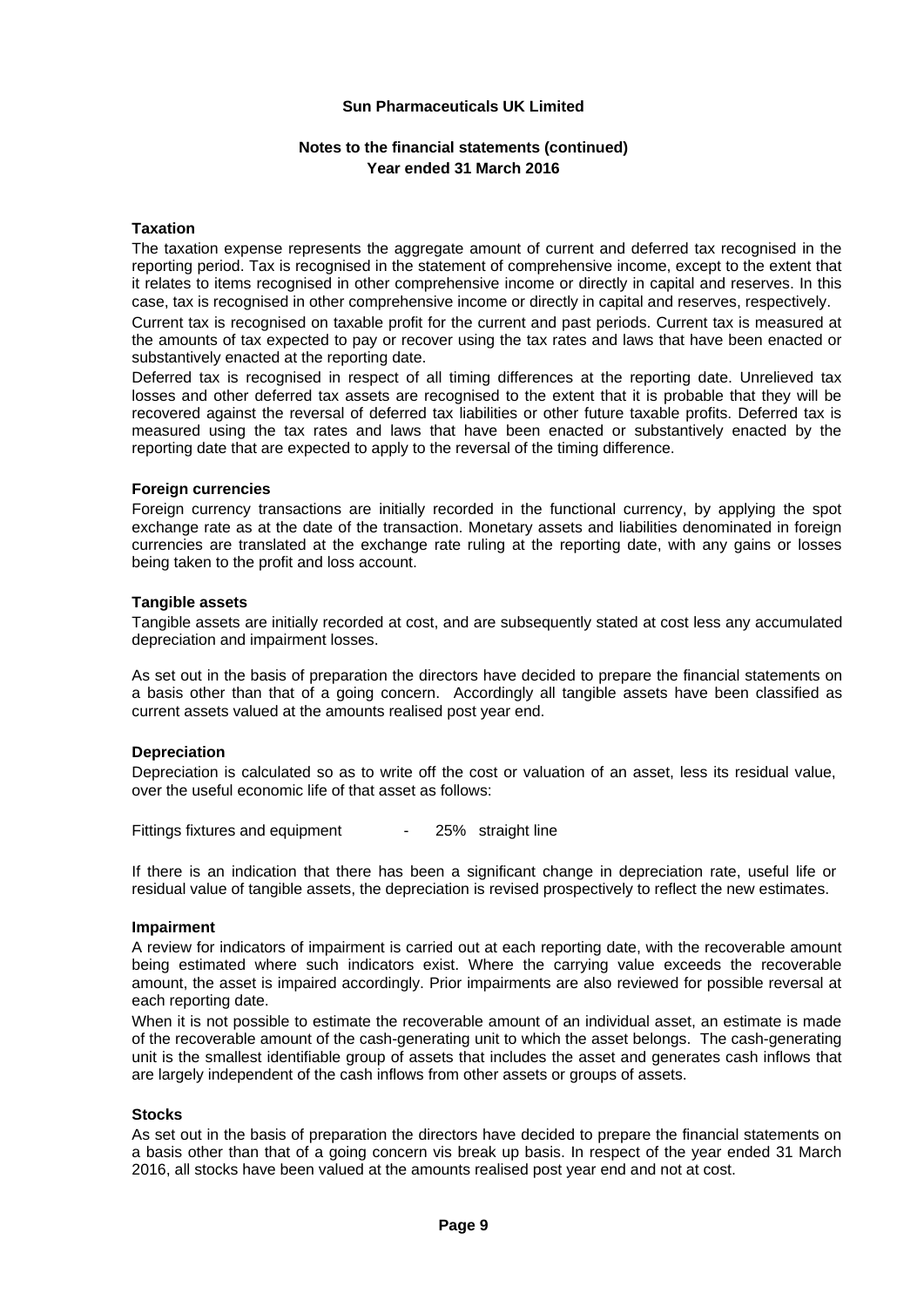**Taxation**

The taxation expense represents the aggregate amount of current and deferred tax recognised in the reporting period. Tax is recognised in the statement of comprehensive income, except to the extent that it relates to items recognised in other comprehensive income or directly in capital and reserves. In this case, tax is recognised in other comprehensive income or directly in capital and reserves, respectively.

Current tax is recognised on taxable profit for the current and past periods. Current tax is measured at the amounts of tax expected to pay or recover using the tax rates and laws that have been enacted or substantively enacted at the reporting date.

Deferred tax is recognised in respect of all timing differences at the reporting date. Unrelieved tax losses and other deferred tax assets are recognised to the extent that it is probable that they will be recovered against the reversal of deferred tax liabilities or other future taxable profits. Deferred tax is measured using the tax rates and laws that have been enacted or substantively enacted by the reporting date that are expected to apply to the reversal of the timing difference.

**Foreign currencies**

Foreign currency transactions are initially recorded in the functional currency, by applying the spot exchange rate as at the date of the transaction. Monetary assets and liabilities denominated in foreign currencies are translated at the exchange rate ruling at the reporting date, with any gains or losses being taken to the profit and loss account.

**Tangible assets**

Tangible assets are initially recorded at cost, and are subsequently stated at cost less any accumulated depreciation and impairment losses.

As set out in the basis of preparation the directors have decided to prepare the financial statements on a basis other than that of a going concern. Accordingly all tangible assets have been classified as current assets valued at the amounts realised post year end.

**Depreciation**

Depreciation is calculated so as to write off the cost or valuation of an asset, less its residual value, over the useful economic life of that asset as follows:

Fittings fixtures and equipment - 25% straight line

If there is an indication that there has been a significant change in depreciation rate, useful life or residual value of tangible assets, the depreciation is revised prospectively to reflect the new estimates.

**Impairment**

A review for indicators of impairment is carried out at each reporting date, with the recoverable amount being estimated where such indicators exist. Where the carrying value exceeds the recoverable amount, the asset is impaired accordingly. Prior impairments are also reviewed for possible reversal at each reporting date.

When it is not possible to estimate the recoverable amount of an individual asset, an estimate is made of the recoverable amount of the cash-generating unit to which the asset belongs. The cash-generating unit is the smallest identifiable group of assets that includes the asset and generates cash inflows that are largely independent of the cash inflows from other assets or groups of assets.

**Stocks**

As set out in the basis of preparation the directors have decided to prepare the financial statements on a basis other than that of a going concern vis break up basis. In respect of the year ended 31 March 2016, all stocks have been valued at the amounts realised post year end and not at cost.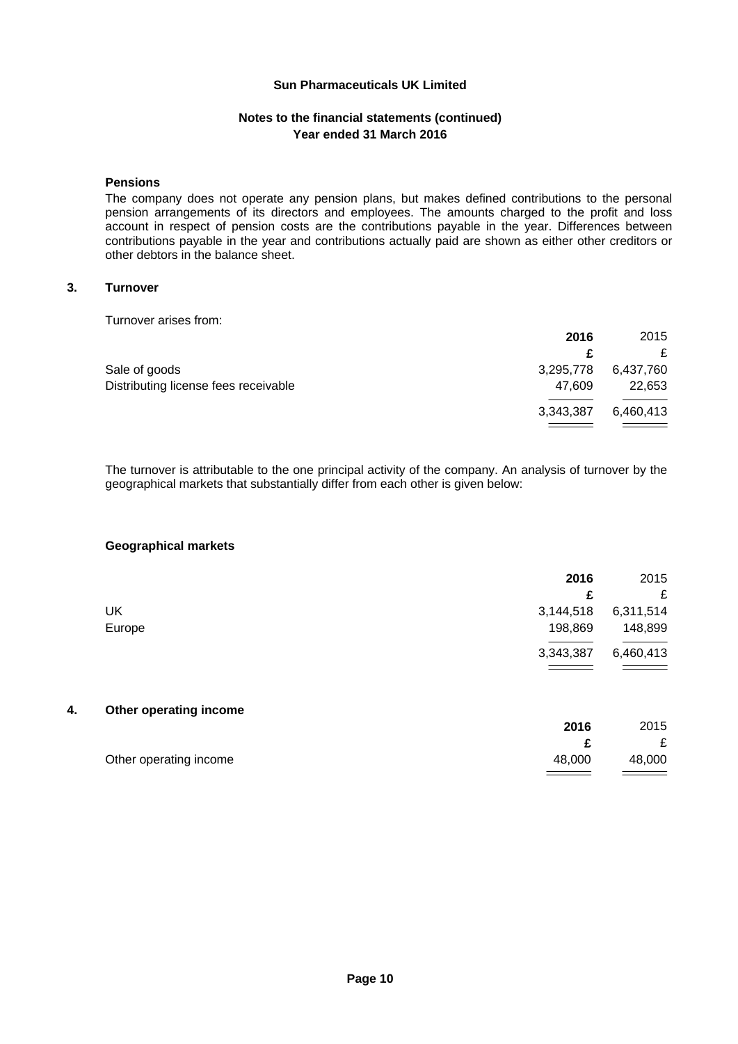### Pensions

The company does not operate any pension plans, but makes defined contributions to the personal pension arrangements of its directors and employees. The amounts charged to the profit and loss account in respect of pension costs are the contributions payable in the year. Differences between contributions payable in the year and contributions actually paid are shown as either other creditors or other debtors in the balance sheet.

## 3. Turnover

Turnover arises from:

| | **2016** | 2015 |
|---|---|---|
| | **£** | £ |
| Sale of goods | 3,295,778 | 6,437,760 |
| Distributing license fees receivable | 47,609 | 22,653 |
| | 3,343,387 | 6,460,413 |

The turnover is attributable to the one principal activity of the company. An analysis of turnover by the geographical markets that substantially differ from each other is given below:

### Geographical markets

| | **2016** | 2015 |
|---|---|---|
| | **£** | £ |
| UK | 3,144,518 | 6,311,514 |
| Europe | 198,869 | 148,899 |
| | 3,343,387 | 6,460,413 |

## 4. Other operating income

| | **2016** | 2015 |
|---|---|---|
| | **£** | £ |
| Other operating income | 48,000 | 48,000 |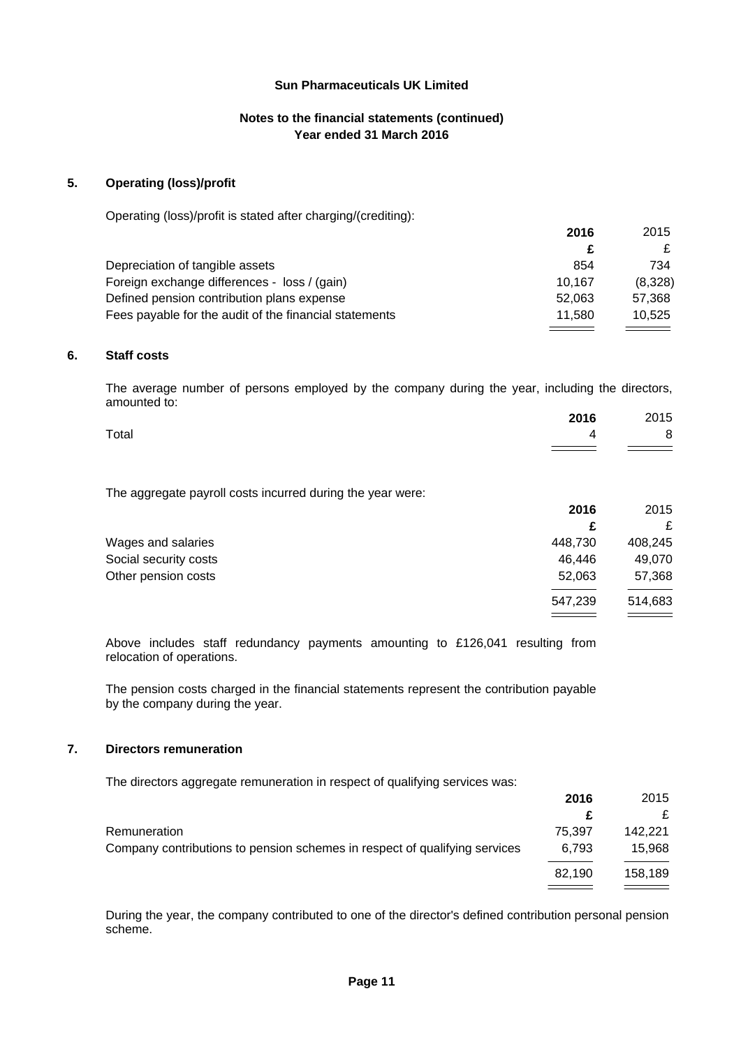**Sun Pharmaceuticals UK Limited**

**Notes to the financial statements (continued)**
**Year ended 31 March 2016**

## 5. Operating (loss)/profit

Operating (loss)/profit is stated after charging/(crediting):

| | **2016** | 2015 |
|---|---|---|
| | **£** | £ |
| Depreciation of tangible assets | 854 | 734 |
| Foreign exchange differences - loss / (gain) | 10,167 | (8,328) |
| Defined pension contribution plans expense | 52,063 | 57,368 |
| Fees payable for the audit of the financial statements | 11,580 | 10,525 |

## 6. Staff costs

The average number of persons employed by the company during the year, including the directors, amounted to:

| | **2016** | 2015 |
|---|---|---|
| Total | 4 | 8 |

The aggregate payroll costs incurred during the year were:

| | **2016** | 2015 |
|---|---|---|
| | **£** | £ |
| Wages and salaries | 448,730 | 408,245 |
| Social security costs | 46,446 | 49,070 |
| Other pension costs | 52,063 | 57,368 |
| | 547,239 | 514,683 |

Above includes staff redundancy payments amounting to £126,041 resulting from relocation of operations.

The pension costs charged in the financial statements represent the contribution payable by the company during the year.

## 7. Directors remuneration

The directors aggregate remuneration in respect of qualifying services was:

| | **2016** | 2015 |
|---|---|---|
| | **£** | £ |
| Remuneration | 75,397 | 142,221 |
| Company contributions to pension schemes in respect of qualifying services | 6,793 | 15,968 |
| | 82,190 | 158,189 |

During the year, the company contributed to one of the director's defined contribution personal pension scheme.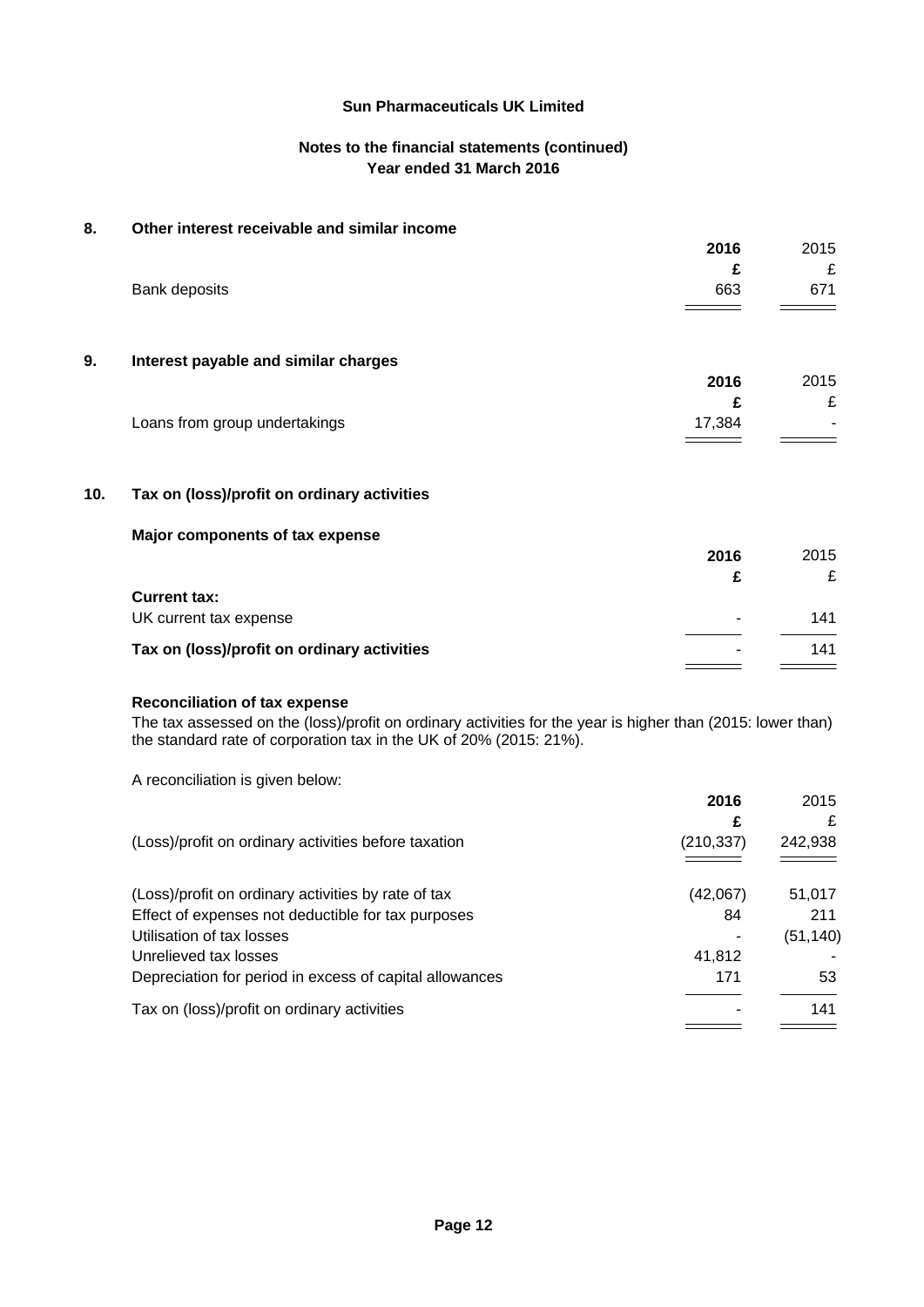**Sun Pharmaceuticals UK Limited**

**Notes to the financial statements (continued)**
**Year ended 31 March 2016**

## 8. Other interest receivable and similar income

| | **2016** | 2015 |
|---|---|---|
| | **£** | £ |
| Bank deposits | 663 | 671 |

## 9. Interest payable and similar charges

| | **2016** | 2015 |
|---|---|---|
| | **£** | £ |
| Loans from group undertakings | 17,384 | - |

## 10. Tax on (loss)/profit on ordinary activities

### Major components of tax expense

| | **2016** | 2015 |
|---|---|---|
| | **£** | £ |
| **Current tax:** | | |
| UK current tax expense | - | 141 |
| **Tax on (loss)/profit on ordinary activities** | - | 141 |

### Reconciliation of tax expense

The tax assessed on the (loss)/profit on ordinary activities for the year is higher than (2015: lower than) the standard rate of corporation tax in the UK of 20% (2015: 21%).

A reconciliation is given below:

| | **2016** | 2015 |
|---|---|---|
| | **£** | £ |
| (Loss)/profit on ordinary activities before taxation | (210,337) | 242,938 |
| (Loss)/profit on ordinary activities by rate of tax | (42,067) | 51,017 |
| Effect of expenses not deductible for tax purposes | 84 | 211 |
| Utilisation of tax losses | - | (51,140) |
| Unrelieved tax losses | 41,812 | - |
| Depreciation for period in excess of capital allowances | 171 | 53 |
| Tax on (loss)/profit on ordinary activities | - | 141 |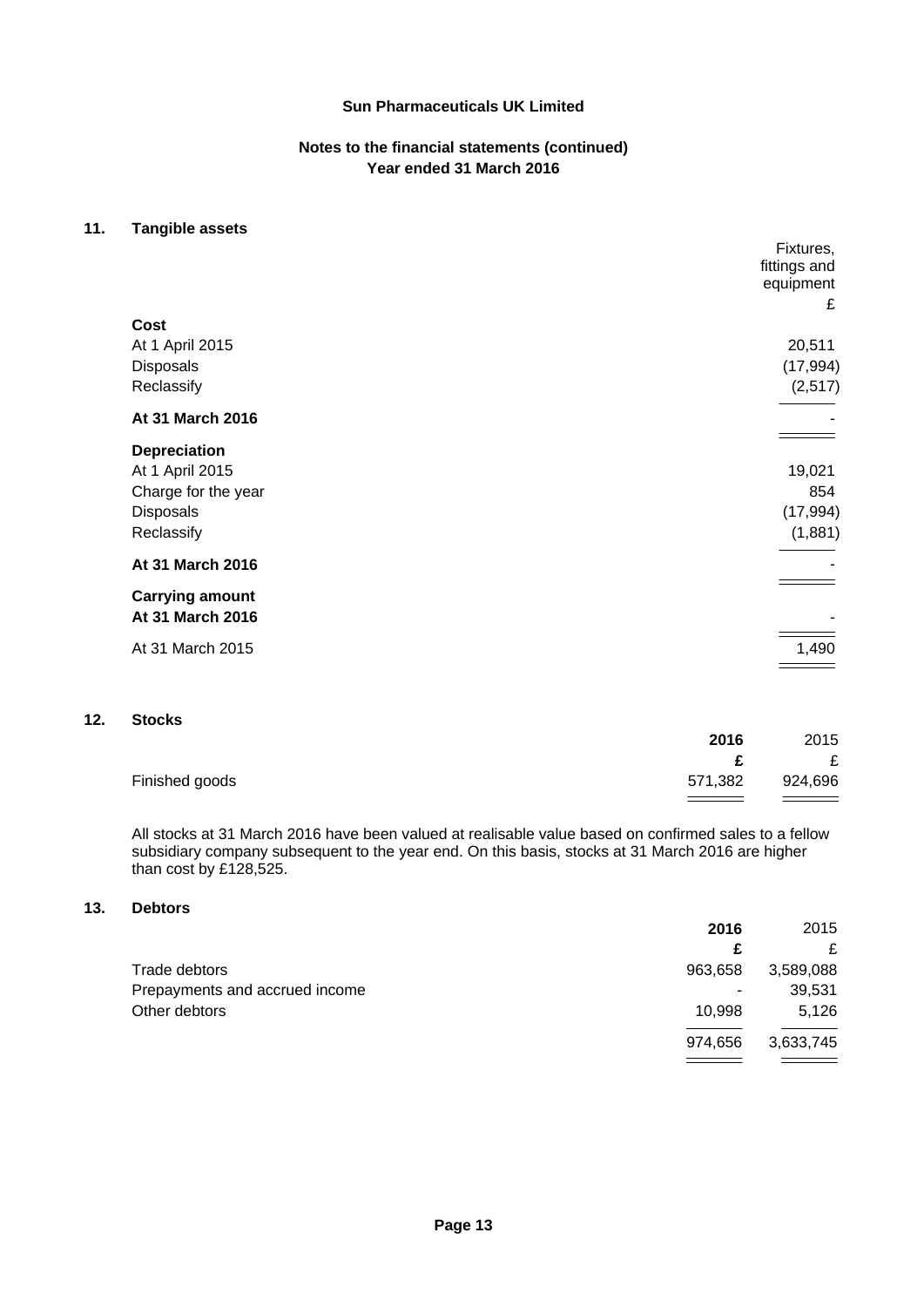**Sun Pharmaceuticals UK Limited**

**Notes to the financial statements (continued)**
**Year ended 31 March 2016**

## 11. Tangible assets

| | Fixtures, fittings and equipment |
|---|---|
| | £ |
| **Cost** | |
| At 1 April 2015 | 20,511 |
| Disposals | (17,994) |
| Reclassify | (2,517) |
| **At 31 March 2016** | - |
| **Depreciation** | |
| At 1 April 2015 | 19,021 |
| Charge for the year | 854 |
| Disposals | (17,994) |
| Reclassify | (1,881) |
| **At 31 March 2016** | - |
| **Carrying amount** | |
| **At 31 March 2016** | - |
| At 31 March 2015 | 1,490 |

## 12. Stocks

| | **2016** | 2015 |
|---|---|---|
| | **£** | £ |
| Finished goods | 571,382 | 924,696 |

All stocks at 31 March 2016 have been valued at realisable value based on confirmed sales to a fellow subsidiary company subsequent to the year end. On this basis, stocks at 31 March 2016 are higher than cost by £128,525.

## 13. Debtors

| | **2016** | 2015 |
|---|---|---|
| | **£** | £ |
| Trade debtors | 963,658 | 3,589,088 |
| Prepayments and accrued income | - | 39,531 |
| Other debtors | 10,998 | 5,126 |
| | 974,656 | 3,633,745 |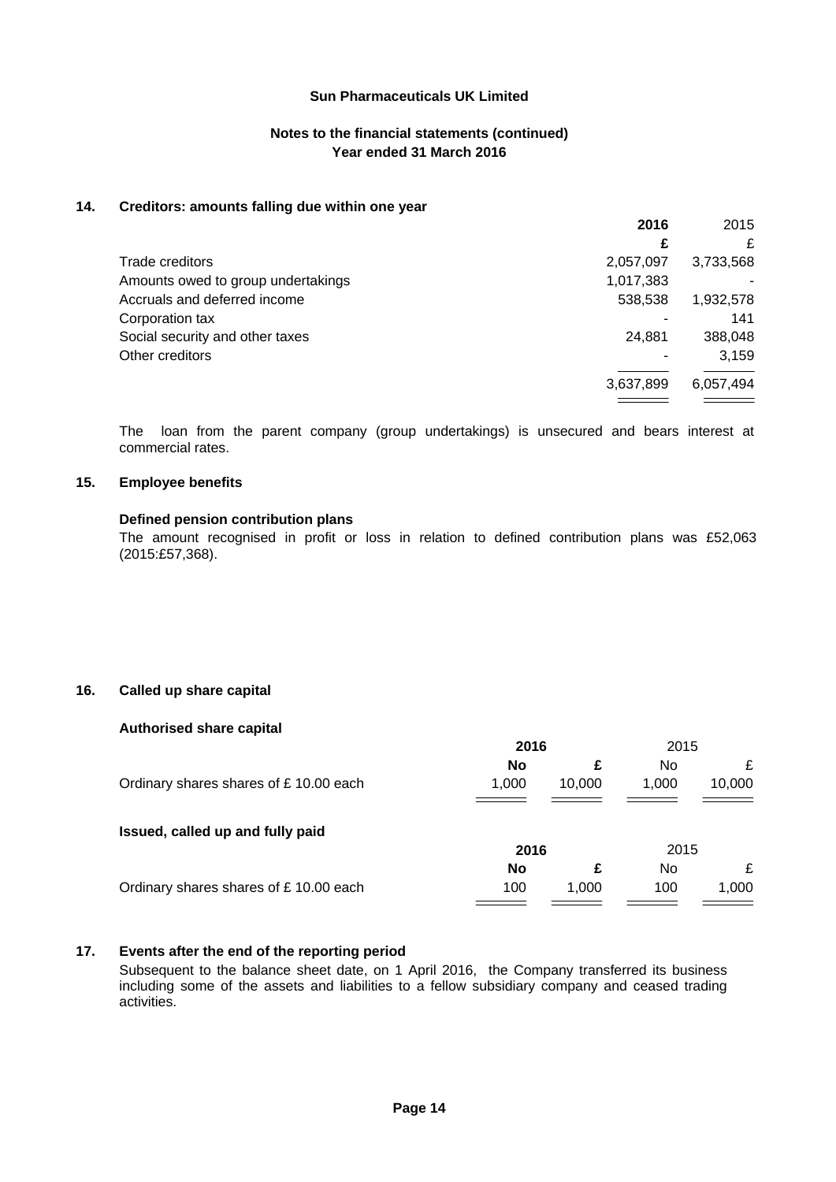Sun Pharmaceuticals UK Limited

**Notes to the financial statements (continued)**
**Year ended 31 March 2016**

## 14. Creditors: amounts falling due within one year

| | 2016 | 2015 |
|---|---|---|
| | £ | £ |
| Trade creditors | 2,057,097 | 3,733,568 |
| Amounts owed to group undertakings | 1,017,383 | - |
| Accruals and deferred income | 538,538 | 1,932,578 |
| Corporation tax | - | 141 |
| Social security and other taxes | 24,881 | 388,048 |
| Other creditors | - | 3,159 |
| | 3,637,899 | 6,057,494 |

The loan from the parent company (group undertakings) is unsecured and bears interest at commercial rates.

## 15. Employee benefits

**Defined pension contribution plans**

The amount recognised in profit or loss in relation to defined contribution plans was £52,063 (2015:£57,368).

## 16. Called up share capital

**Authorised share capital**

| | 2016 | | 2015 | |
|---|---|---|---|---|
| | No | £ | No | £ |
| Ordinary shares shares of £ 10.00 each | 1,000 | 10,000 | 1,000 | 10,000 |

**Issued, called up and fully paid**

| | 2016 | | 2015 | |
|---|---|---|---|---|
| | No | £ | No | £ |
| Ordinary shares shares of £ 10.00 each | 100 | 1,000 | 100 | 1,000 |

## 17. Events after the end of the reporting period

Subsequent to the balance sheet date, on 1 April 2016, the Company transferred its business including some of the assets and liabilities to a fellow subsidiary company and ceased trading activities.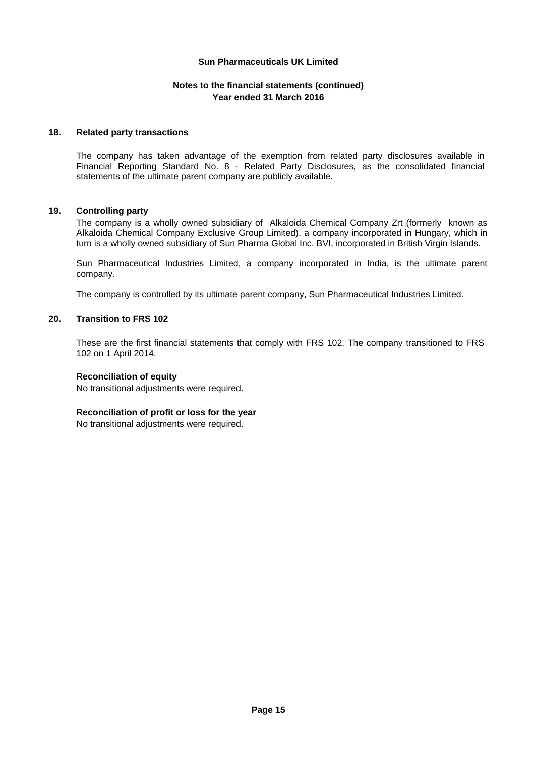## 18. Related party transactions

The company has taken advantage of the exemption from related party disclosures available in Financial Reporting Standard No. 8 - Related Party Disclosures, as the consolidated financial statements of the ultimate parent company are publicly available.

## 19. Controlling party

The company is a wholly owned subsidiary of Alkaloida Chemical Company Zrt (formerly known as Alkaloida Chemical Company Exclusive Group Limited), a company incorporated in Hungary, which in turn is a wholly owned subsidiary of Sun Pharma Global Inc. BVI, incorporated in British Virgin Islands.

Sun Pharmaceutical Industries Limited, a company incorporated in India, is the ultimate parent company.

The company is controlled by its ultimate parent company, Sun Pharmaceutical Industries Limited.

## 20. Transition to FRS 102

These are the first financial statements that comply with FRS 102. The company transitioned to FRS 102 on 1 April 2014.

**Reconciliation of equity**

No transitional adjustments were required.

**Reconciliation of profit or loss for the year**

No transitional adjustments were required.